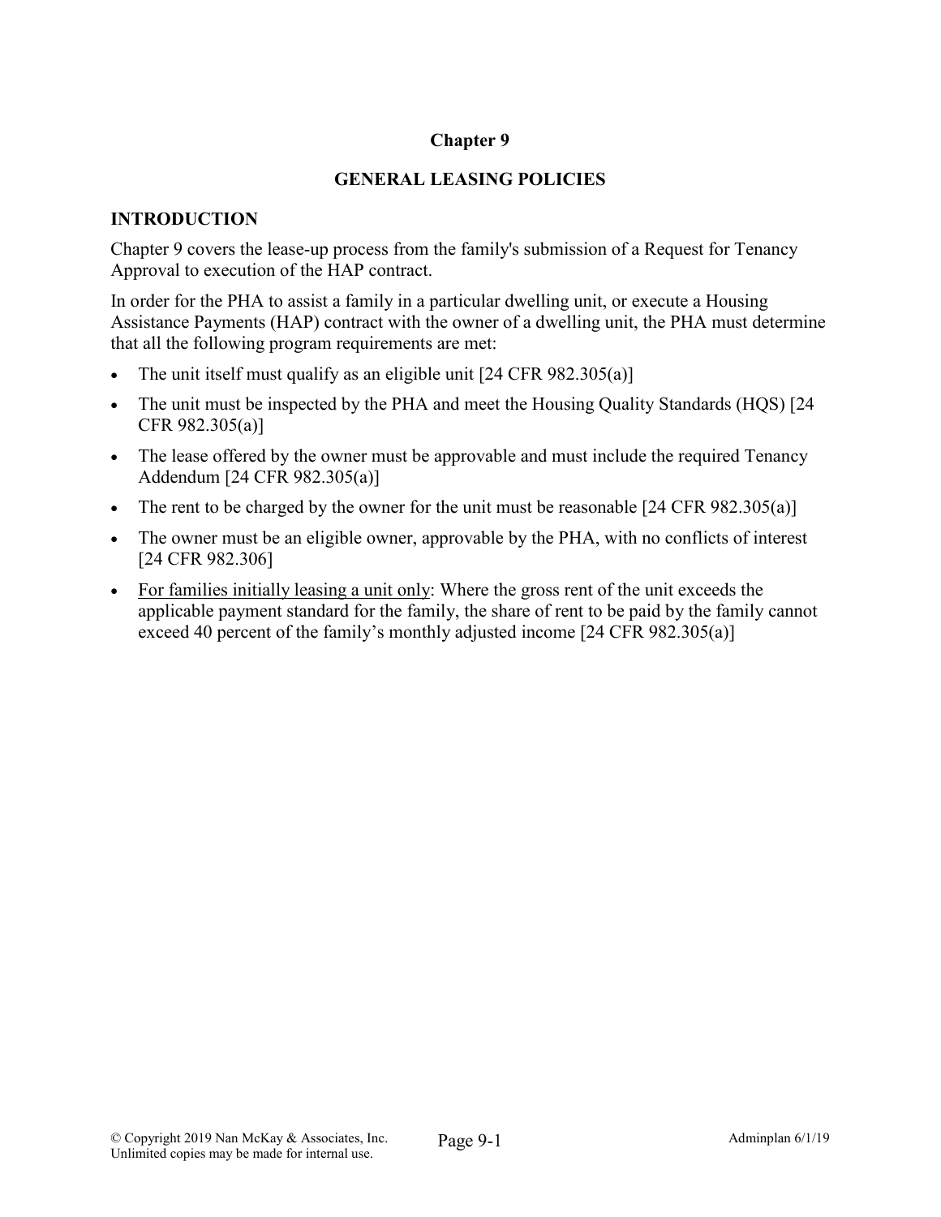# Chapter 9

## GENERAL LEASING POLICIES

### INTRODUCTION

Chapter 9 covers the lease-up process from the family's submission of a Request for Tenancy Approval to execution of the HAP contract.

In order for the PHA to assist a family in a particular dwelling unit, or execute a Housing Assistance Payments (HAP) contract with the owner of a dwelling unit, the PHA must determine that all the following program requirements are met:

- The unit itself must qualify as an eligible unit [24 CFR 982.305(a)]
- The unit must be inspected by the PHA and meet the Housing Quality Standards (HQS) [24 CFR 982.305(a)]
- The lease offered by the owner must be approvable and must include the required Tenancy Addendum [24 CFR 982.305(a)]
- The rent to be charged by the owner for the unit must be reasonable [24 CFR 982.305(a)]
- The owner must be an eligible owner, approvable by the PHA, with no conflicts of interest [24 CFR 982.306]
- <u>For families initially leasing a unit only</u>: Where the gross rent of the unit exceeds the applicable payment standard for the family, the share of rent to be paid by the family cannot exceed 40 percent of the family's monthly adjusted income [24 CFR 982.305(a)]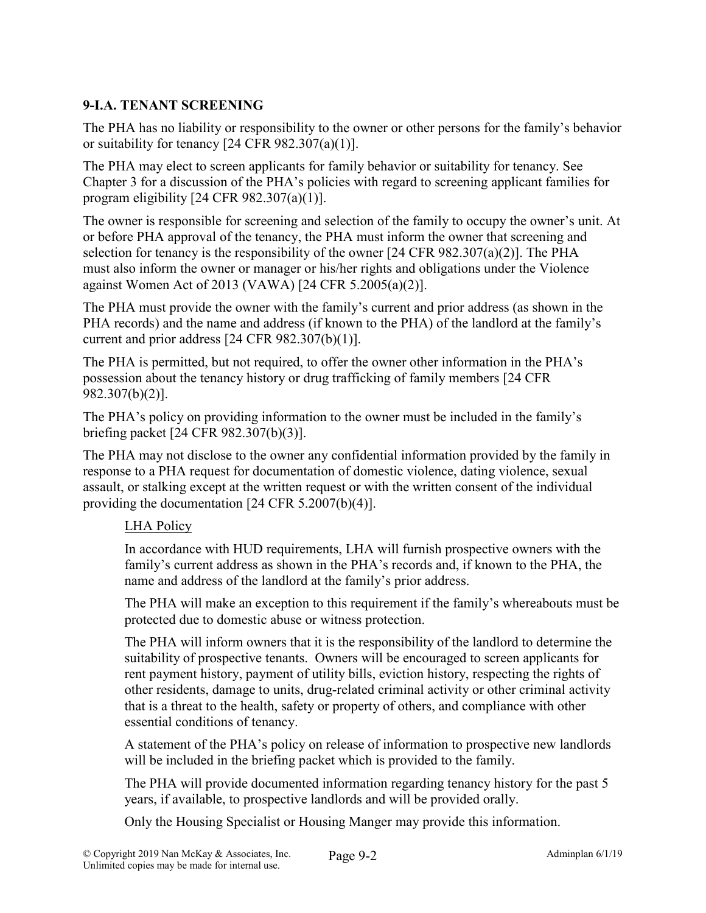### 9-I.A. TENANT SCREENING

The PHA has no liability or responsibility to the owner or other persons for the family's behavior or suitability for tenancy [24 CFR 982.307(a)(1)].

The PHA may elect to screen applicants for family behavior or suitability for tenancy. See Chapter 3 for a discussion of the PHA's policies with regard to screening applicant families for program eligibility [24 CFR 982.307(a)(1)].

The owner is responsible for screening and selection of the family to occupy the owner's unit. At or before PHA approval of the tenancy, the PHA must inform the owner that screening and selection for tenancy is the responsibility of the owner [24 CFR 982.307(a)(2)]. The PHA must also inform the owner or manager or his/her rights and obligations under the Violence against Women Act of 2013 (VAWA) [24 CFR 5.2005(a)(2)].

The PHA must provide the owner with the family's current and prior address (as shown in the PHA records) and the name and address (if known to the PHA) of the landlord at the family's current and prior address [24 CFR 982.307(b)(1)].

The PHA is permitted, but not required, to offer the owner other information in the PHA's possession about the tenancy history or drug trafficking of family members [24 CFR 982.307(b)(2)].

The PHA's policy on providing information to the owner must be included in the family's briefing packet [24 CFR 982.307(b)(3)].

The PHA may not disclose to the owner any confidential information provided by the family in response to a PHA request for documentation of domestic violence, dating violence, sexual assault, or stalking except at the written request or with the written consent of the individual providing the documentation [24 CFR 5.2007(b)(4)].

<u>LHA Policy</u>

In accordance with HUD requirements, LHA will furnish prospective owners with the family's current address as shown in the PHA's records and, if known to the PHA, the name and address of the landlord at the family's prior address.

The PHA will make an exception to this requirement if the family's whereabouts must be protected due to domestic abuse or witness protection.

The PHA will inform owners that it is the responsibility of the landlord to determine the suitability of prospective tenants. Owners will be encouraged to screen applicants for rent payment history, payment of utility bills, eviction history, respecting the rights of other residents, damage to units, drug-related criminal activity or other criminal activity that is a threat to the health, safety or property of others, and compliance with other essential conditions of tenancy.

A statement of the PHA's policy on release of information to prospective new landlords will be included in the briefing packet which is provided to the family.

The PHA will provide documented information regarding tenancy history for the past 5 years, if available, to prospective landlords and will be provided orally.

Only the Housing Specialist or Housing Manger may provide this information.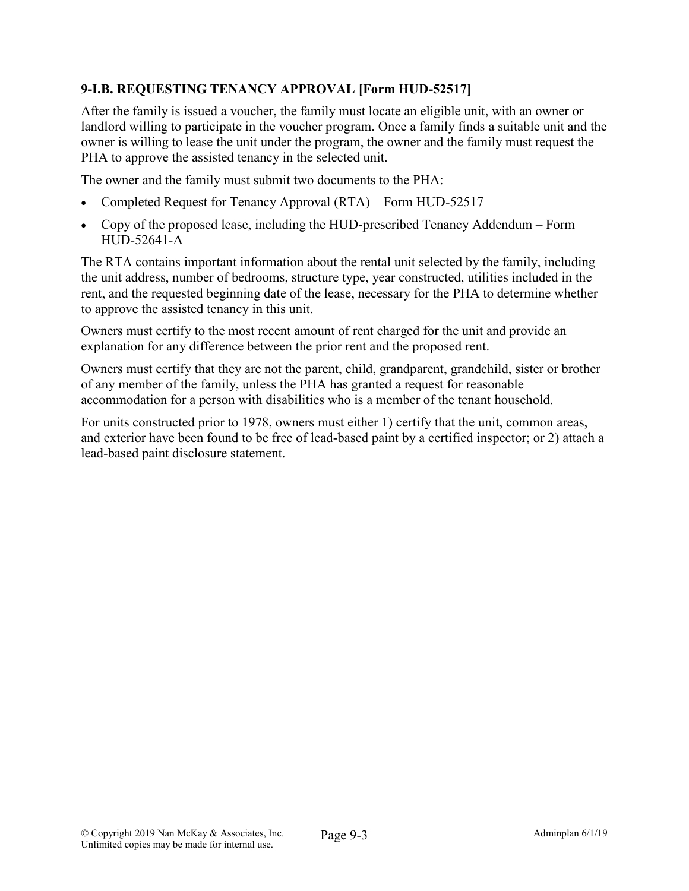### 9-I.B. REQUESTING TENANCY APPROVAL [Form HUD-52517]

After the family is issued a voucher, the family must locate an eligible unit, with an owner or landlord willing to participate in the voucher program. Once a family finds a suitable unit and the owner is willing to lease the unit under the program, the owner and the family must request the PHA to approve the assisted tenancy in the selected unit.

The owner and the family must submit two documents to the PHA:

- Completed Request for Tenancy Approval (RTA) – Form HUD-52517
- Copy of the proposed lease, including the HUD-prescribed Tenancy Addendum – Form HUD-52641-A

The RTA contains important information about the rental unit selected by the family, including the unit address, number of bedrooms, structure type, year constructed, utilities included in the rent, and the requested beginning date of the lease, necessary for the PHA to determine whether to approve the assisted tenancy in this unit.

Owners must certify to the most recent amount of rent charged for the unit and provide an explanation for any difference between the prior rent and the proposed rent.

Owners must certify that they are not the parent, child, grandparent, grandchild, sister or brother of any member of the family, unless the PHA has granted a request for reasonable accommodation for a person with disabilities who is a member of the tenant household.

For units constructed prior to 1978, owners must either 1) certify that the unit, common areas, and exterior have been found to be free of lead-based paint by a certified inspector; or 2) attach a lead-based paint disclosure statement.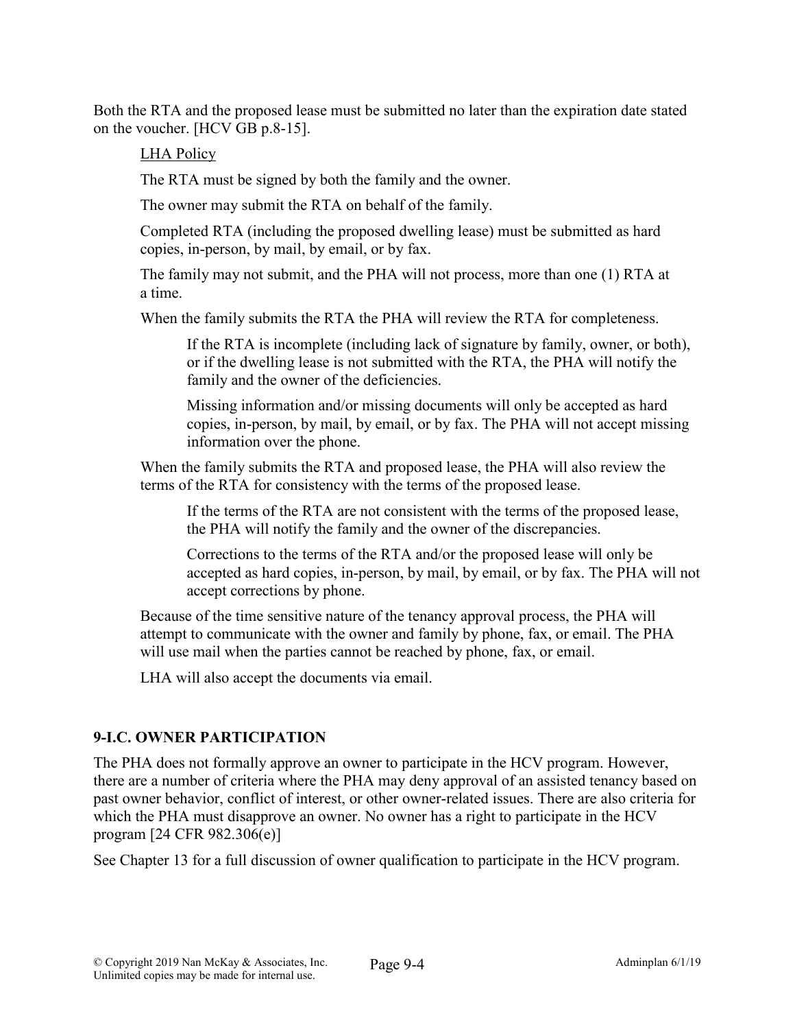Both the RTA and the proposed lease must be submitted no later than the expiration date stated on the voucher. [HCV GB p.8-15].

<u>LHA Policy</u>

The RTA must be signed by both the family and the owner.

The owner may submit the RTA on behalf of the family.

Completed RTA (including the proposed dwelling lease) must be submitted as hard copies, in-person, by mail, by email, or by fax.

The family may not submit, and the PHA will not process, more than one (1) RTA at a time.

When the family submits the RTA the PHA will review the RTA for completeness.

> If the RTA is incomplete (including lack of signature by family, owner, or both), or if the dwelling lease is not submitted with the RTA, the PHA will notify the family and the owner of the deficiencies.
>
> Missing information and/or missing documents will only be accepted as hard copies, in-person, by mail, by email, or by fax. The PHA will not accept missing information over the phone.

When the family submits the RTA and proposed lease, the PHA will also review the terms of the RTA for consistency with the terms of the proposed lease.

> If the terms of the RTA are not consistent with the terms of the proposed lease, the PHA will notify the family and the owner of the discrepancies.
>
> Corrections to the terms of the RTA and/or the proposed lease will only be accepted as hard copies, in-person, by mail, by email, or by fax. The PHA will not accept corrections by phone.

Because of the time sensitive nature of the tenancy approval process, the PHA will attempt to communicate with the owner and family by phone, fax, or email. The PHA will use mail when the parties cannot be reached by phone, fax, or email.

LHA will also accept the documents via email.

## 9-I.C. OWNER PARTICIPATION

The PHA does not formally approve an owner to participate in the HCV program. However, there are a number of criteria where the PHA may deny approval of an assisted tenancy based on past owner behavior, conflict of interest, or other owner-related issues. There are also criteria for which the PHA must disapprove an owner. No owner has a right to participate in the HCV program [24 CFR 982.306(e)]

See Chapter 13 for a full discussion of owner qualification to participate in the HCV program.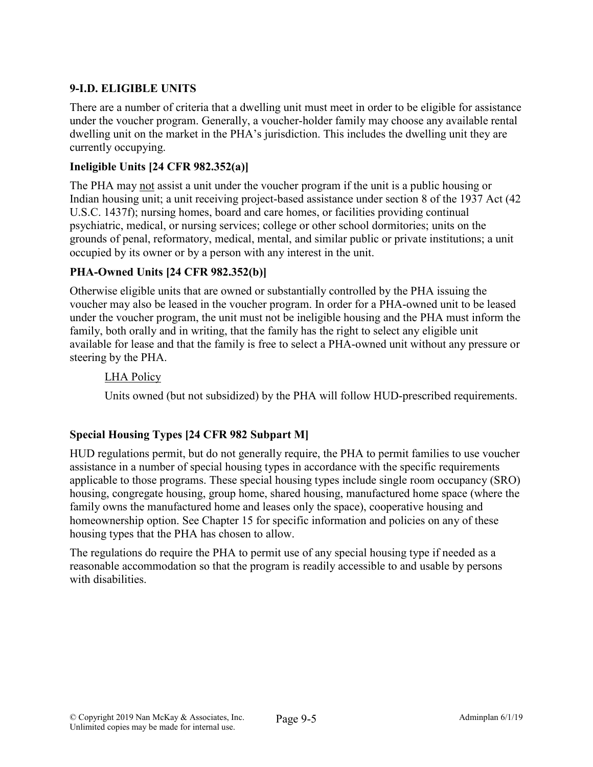### 9-I.D. ELIGIBLE UNITS

There are a number of criteria that a dwelling unit must meet in order to be eligible for assistance under the voucher program. Generally, a voucher-holder family may choose any available rental dwelling unit on the market in the PHA's jurisdiction. This includes the dwelling unit they are currently occupying.

#### Ineligible Units [24 CFR 982.352(a)]

The PHA may not assist a unit under the voucher program if the unit is a public housing or Indian housing unit; a unit receiving project-based assistance under section 8 of the 1937 Act (42 U.S.C. 1437f); nursing homes, board and care homes, or facilities providing continual psychiatric, medical, or nursing services; college or other school dormitories; units on the grounds of penal, reformatory, medical, mental, and similar public or private institutions; a unit occupied by its owner or by a person with any interest in the unit.

#### PHA-Owned Units [24 CFR 982.352(b)]

Otherwise eligible units that are owned or substantially controlled by the PHA issuing the voucher may also be leased in the voucher program. In order for a PHA-owned unit to be leased under the voucher program, the unit must not be ineligible housing and the PHA must inform the family, both orally and in writing, that the family has the right to select any eligible unit available for lease and that the family is free to select a PHA-owned unit without any pressure or steering by the PHA.

> LHA Policy
>
> Units owned (but not subsidized) by the PHA will follow HUD-prescribed requirements.

#### Special Housing Types [24 CFR 982 Subpart M]

HUD regulations permit, but do not generally require, the PHA to permit families to use voucher assistance in a number of special housing types in accordance with the specific requirements applicable to those programs. These special housing types include single room occupancy (SRO) housing, congregate housing, group home, shared housing, manufactured home space (where the family owns the manufactured home and leases only the space), cooperative housing and homeownership option. See Chapter 15 for specific information and policies on any of these housing types that the PHA has chosen to allow.

The regulations do require the PHA to permit use of any special housing type if needed as a reasonable accommodation so that the program is readily accessible to and usable by persons with disabilities.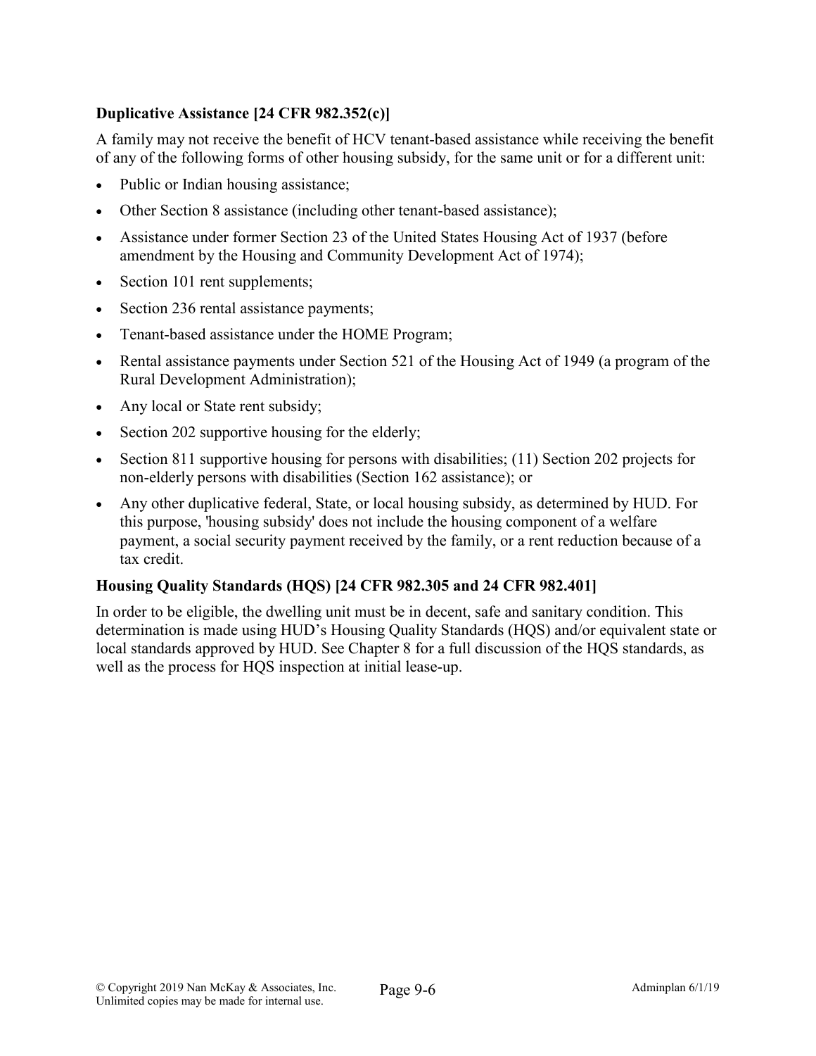### Duplicative Assistance [24 CFR 982.352(c)]

A family may not receive the benefit of HCV tenant-based assistance while receiving the benefit of any of the following forms of other housing subsidy, for the same unit or for a different unit:

- Public or Indian housing assistance;
- Other Section 8 assistance (including other tenant-based assistance);
- Assistance under former Section 23 of the United States Housing Act of 1937 (before amendment by the Housing and Community Development Act of 1974);
- Section 101 rent supplements;
- Section 236 rental assistance payments;
- Tenant-based assistance under the HOME Program;
- Rental assistance payments under Section 521 of the Housing Act of 1949 (a program of the Rural Development Administration);
- Any local or State rent subsidy;
- Section 202 supportive housing for the elderly;
- Section 811 supportive housing for persons with disabilities; (11) Section 202 projects for non-elderly persons with disabilities (Section 162 assistance); or
- Any other duplicative federal, State, or local housing subsidy, as determined by HUD. For this purpose, 'housing subsidy' does not include the housing component of a welfare payment, a social security payment received by the family, or a rent reduction because of a tax credit.

### Housing Quality Standards (HQS) [24 CFR 982.305 and 24 CFR 982.401]

In order to be eligible, the dwelling unit must be in decent, safe and sanitary condition. This determination is made using HUD's Housing Quality Standards (HQS) and/or equivalent state or local standards approved by HUD. See Chapter 8 for a full discussion of the HQS standards, as well as the process for HQS inspection at initial lease-up.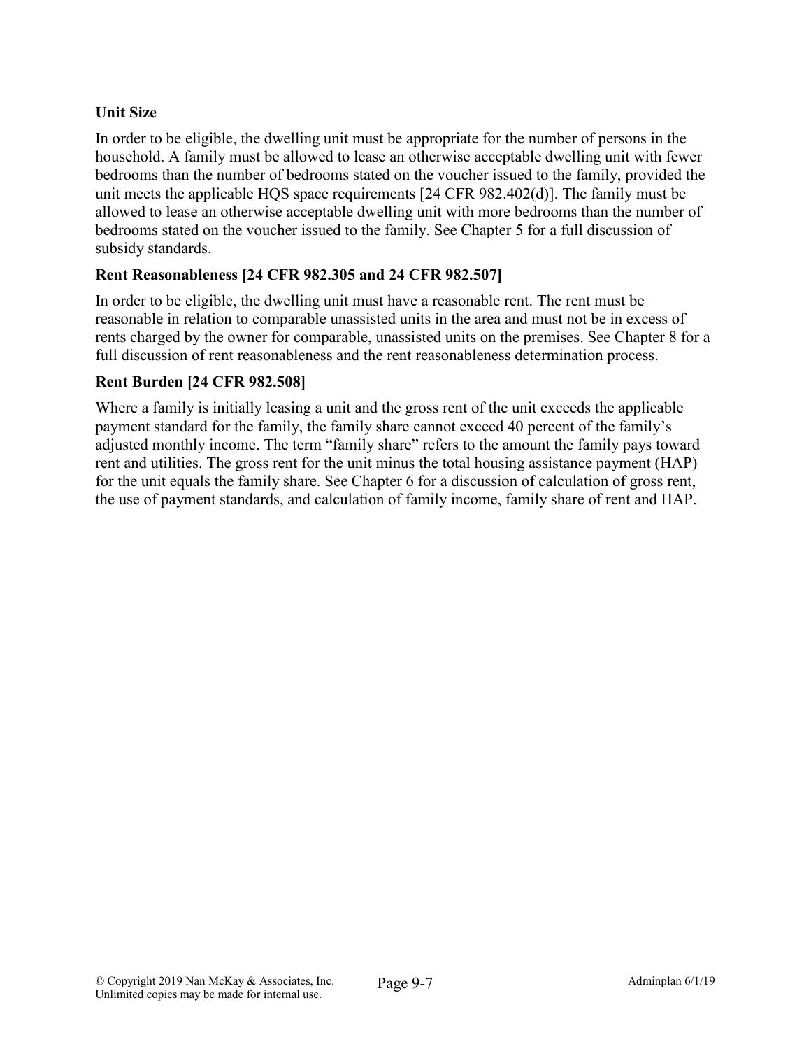**Unit Size**

In order to be eligible, the dwelling unit must be appropriate for the number of persons in the household. A family must be allowed to lease an otherwise acceptable dwelling unit with fewer bedrooms than the number of bedrooms stated on the voucher issued to the family, provided the unit meets the applicable HQS space requirements [24 CFR 982.402(d)]. The family must be allowed to lease an otherwise acceptable dwelling unit with more bedrooms than the number of bedrooms stated on the voucher issued to the family. See Chapter 5 for a full discussion of subsidy standards.

**Rent Reasonableness [24 CFR 982.305 and 24 CFR 982.507]**

In order to be eligible, the dwelling unit must have a reasonable rent. The rent must be reasonable in relation to comparable unassisted units in the area and must not be in excess of rents charged by the owner for comparable, unassisted units on the premises. See Chapter 8 for a full discussion of rent reasonableness and the rent reasonableness determination process.

**Rent Burden [24 CFR 982.508]**

Where a family is initially leasing a unit and the gross rent of the unit exceeds the applicable payment standard for the family, the family share cannot exceed 40 percent of the family's adjusted monthly income. The term "family share" refers to the amount the family pays toward rent and utilities. The gross rent for the unit minus the total housing assistance payment (HAP) for the unit equals the family share. See Chapter 6 for a discussion of calculation of gross rent, the use of payment standards, and calculation of family income, family share of rent and HAP.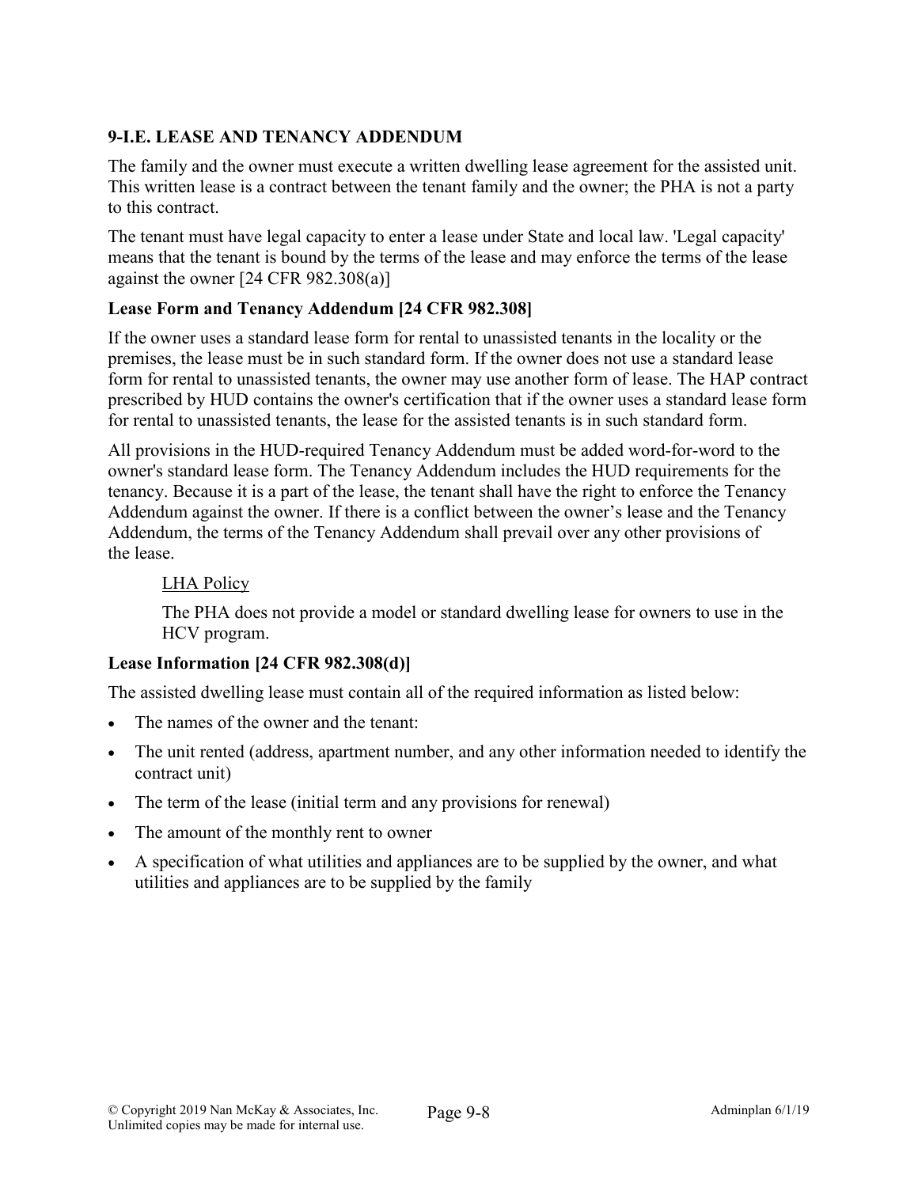## 9-I.E. LEASE AND TENANCY ADDENDUM

The family and the owner must execute a written dwelling lease agreement for the assisted unit. This written lease is a contract between the tenant family and the owner; the PHA is not a party to this contract.

The tenant must have legal capacity to enter a lease under State and local law. 'Legal capacity' means that the tenant is bound by the terms of the lease and may enforce the terms of the lease against the owner [24 CFR 982.308(a)]

### Lease Form and Tenancy Addendum [24 CFR 982.308]

If the owner uses a standard lease form for rental to unassisted tenants in the locality or the premises, the lease must be in such standard form. If the owner does not use a standard lease form for rental to unassisted tenants, the owner may use another form of lease. The HAP contract prescribed by HUD contains the owner's certification that if the owner uses a standard lease form for rental to unassisted tenants, the lease for the assisted tenants is in such standard form.

All provisions in the HUD-required Tenancy Addendum must be added word-for-word to the owner's standard lease form. The Tenancy Addendum includes the HUD requirements for the tenancy. Because it is a part of the lease, the tenant shall have the right to enforce the Tenancy Addendum against the owner. If there is a conflict between the owner's lease and the Tenancy Addendum, the terms of the Tenancy Addendum shall prevail over any other provisions of the lease.

> LHA Policy
>
> The PHA does not provide a model or standard dwelling lease for owners to use in the HCV program.

### Lease Information [24 CFR 982.308(d)]

The assisted dwelling lease must contain all of the required information as listed below:

- The names of the owner and the tenant:
- The unit rented (address, apartment number, and any other information needed to identify the contract unit)
- The term of the lease (initial term and any provisions for renewal)
- The amount of the monthly rent to owner
- A specification of what utilities and appliances are to be supplied by the owner, and what utilities and appliances are to be supplied by the family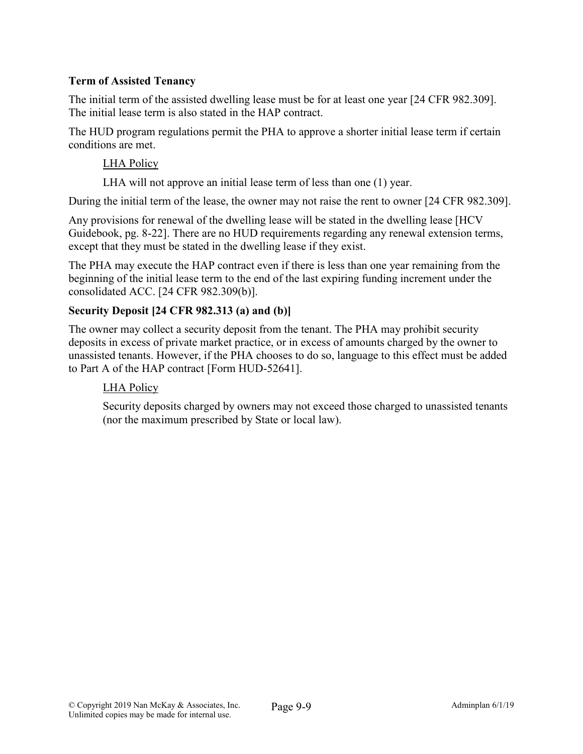**Term of Assisted Tenancy**

The initial term of the assisted dwelling lease must be for at least one year [24 CFR 982.309]. The initial lease term is also stated in the HAP contract.

The HUD program regulations permit the PHA to approve a shorter initial lease term if certain conditions are met.

> LHA Policy
>
> LHA will not approve an initial lease term of less than one (1) year.

During the initial term of the lease, the owner may not raise the rent to owner [24 CFR 982.309].

Any provisions for renewal of the dwelling lease will be stated in the dwelling lease [HCV Guidebook, pg. 8-22]. There are no HUD requirements regarding any renewal extension terms, except that they must be stated in the dwelling lease if they exist.

The PHA may execute the HAP contract even if there is less than one year remaining from the beginning of the initial lease term to the end of the last expiring funding increment under the consolidated ACC. [24 CFR 982.309(b)].

**Security Deposit [24 CFR 982.313 (a) and (b)]**

The owner may collect a security deposit from the tenant. The PHA may prohibit security deposits in excess of private market practice, or in excess of amounts charged by the owner to unassisted tenants. However, if the PHA chooses to do so, language to this effect must be added to Part A of the HAP contract [Form HUD-52641].

> LHA Policy
>
> Security deposits charged by owners may not exceed those charged to unassisted tenants (nor the maximum prescribed by State or local law).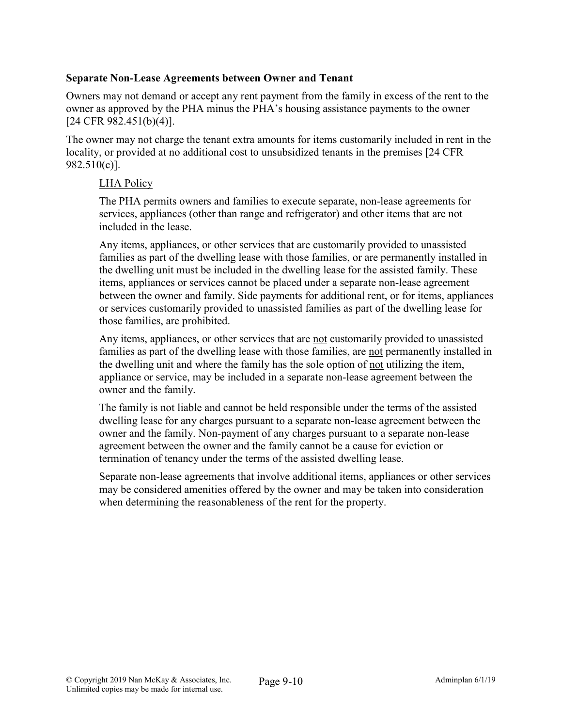### Separate Non-Lease Agreements between Owner and Tenant

Owners may not demand or accept any rent payment from the family in excess of the rent to the owner as approved by the PHA minus the PHA's housing assistance payments to the owner [24 CFR 982.451(b)(4)].

The owner may not charge the tenant extra amounts for items customarily included in rent in the locality, or provided at no additional cost to unsubsidized tenants in the premises [24 CFR 982.510(c)].

<u>LHA Policy</u>

The PHA permits owners and families to execute separate, non-lease agreements for services, appliances (other than range and refrigerator) and other items that are not included in the lease.

Any items, appliances, or other services that are customarily provided to unassisted families as part of the dwelling lease with those families, or are permanently installed in the dwelling unit must be included in the dwelling lease for the assisted family. These items, appliances or services cannot be placed under a separate non-lease agreement between the owner and family. Side payments for additional rent, or for items, appliances or services customarily provided to unassisted families as part of the dwelling lease for those families, are prohibited.

Any items, appliances, or other services that are <u>not</u> customarily provided to unassisted families as part of the dwelling lease with those families, are <u>not</u> permanently installed in the dwelling unit and where the family has the sole option of <u>not</u> utilizing the item, appliance or service, may be included in a separate non-lease agreement between the owner and the family.

The family is not liable and cannot be held responsible under the terms of the assisted dwelling lease for any charges pursuant to a separate non-lease agreement between the owner and the family. Non-payment of any charges pursuant to a separate non-lease agreement between the owner and the family cannot be a cause for eviction or termination of tenancy under the terms of the assisted dwelling lease.

Separate non-lease agreements that involve additional items, appliances or other services may be considered amenities offered by the owner and may be taken into consideration when determining the reasonableness of the rent for the property.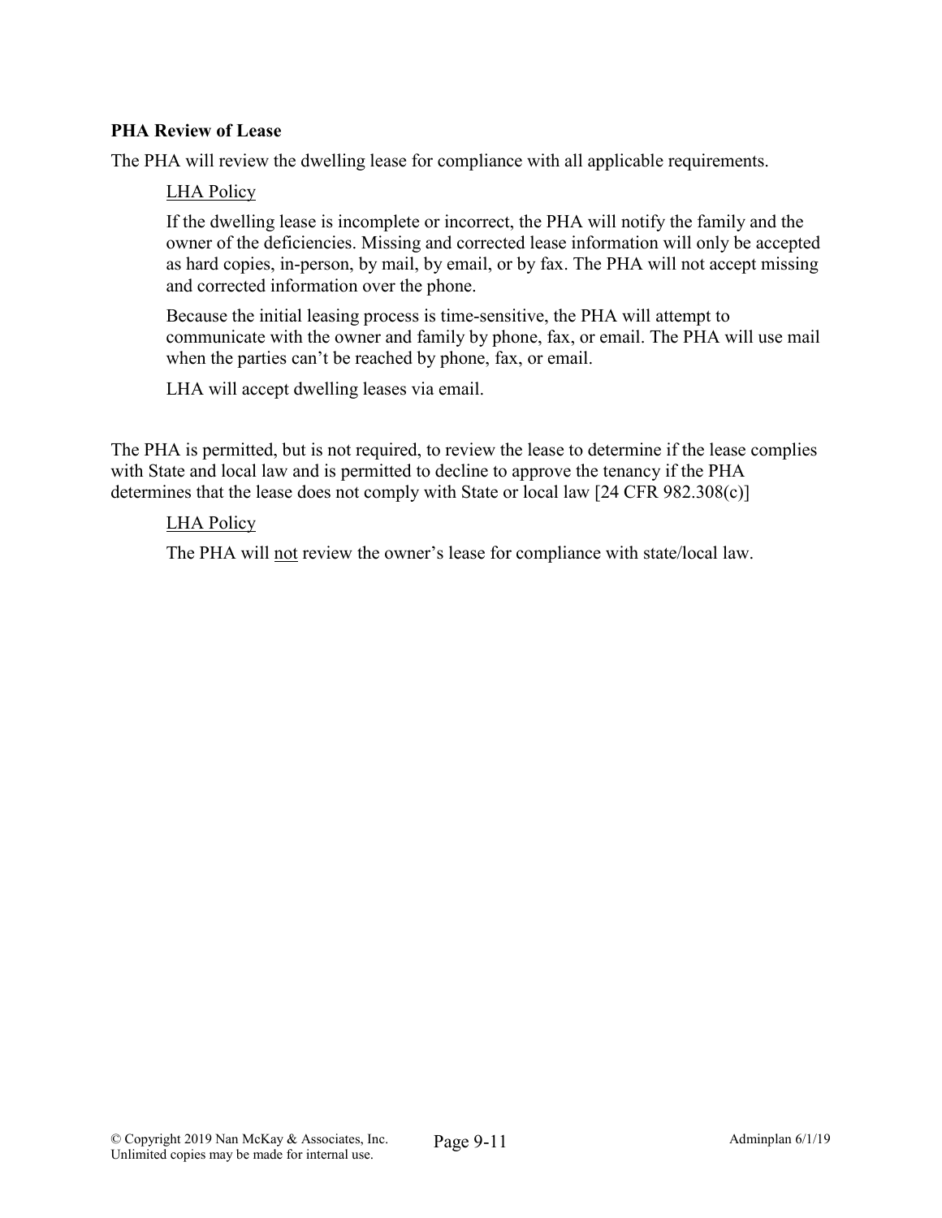**PHA Review of Lease**

The PHA will review the dwelling lease for compliance with all applicable requirements.

<u>LHA Policy</u>

If the dwelling lease is incomplete or incorrect, the PHA will notify the family and the owner of the deficiencies. Missing and corrected lease information will only be accepted as hard copies, in-person, by mail, by email, or by fax. The PHA will not accept missing and corrected information over the phone.

Because the initial leasing process is time-sensitive, the PHA will attempt to communicate with the owner and family by phone, fax, or email. The PHA will use mail when the parties can't be reached by phone, fax, or email.

LHA will accept dwelling leases via email.

The PHA is permitted, but is not required, to review the lease to determine if the lease complies with State and local law and is permitted to decline to approve the tenancy if the PHA determines that the lease does not comply with State or local law [24 CFR 982.308(c)]

<u>LHA Policy</u>

The PHA will <u>not</u> review the owner's lease for compliance with state/local law.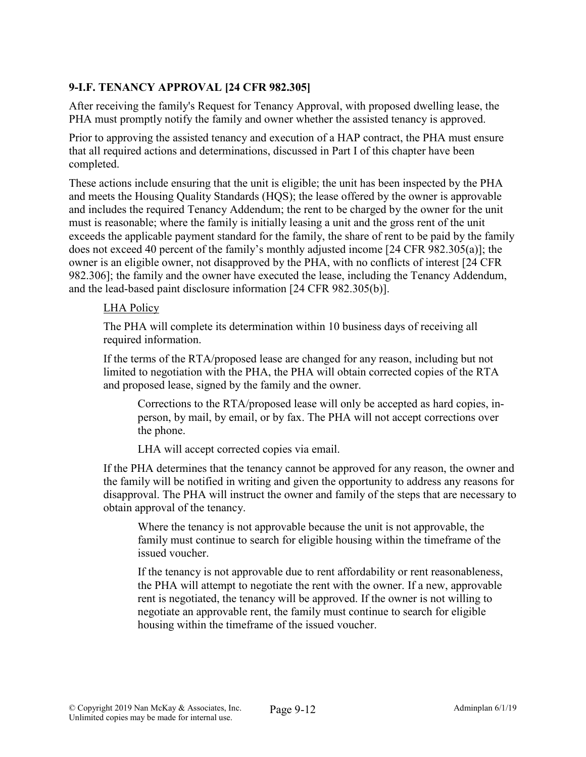### 9-I.F. TENANCY APPROVAL [24 CFR 982.305]

After receiving the family's Request for Tenancy Approval, with proposed dwelling lease, the PHA must promptly notify the family and owner whether the assisted tenancy is approved.

Prior to approving the assisted tenancy and execution of a HAP contract, the PHA must ensure that all required actions and determinations, discussed in Part I of this chapter have been completed.

These actions include ensuring that the unit is eligible; the unit has been inspected by the PHA and meets the Housing Quality Standards (HQS); the lease offered by the owner is approvable and includes the required Tenancy Addendum; the rent to be charged by the owner for the unit must is reasonable; where the family is initially leasing a unit and the gross rent of the unit exceeds the applicable payment standard for the family, the share of rent to be paid by the family does not exceed 40 percent of the family's monthly adjusted income [24 CFR 982.305(a)]; the owner is an eligible owner, not disapproved by the PHA, with no conflicts of interest [24 CFR 982.306]; the family and the owner have executed the lease, including the Tenancy Addendum, and the lead-based paint disclosure information [24 CFR 982.305(b)].

> <u>LHA Policy</u>
>
> The PHA will complete its determination within 10 business days of receiving all required information.
>
> If the terms of the RTA/proposed lease are changed for any reason, including but not limited to negotiation with the PHA, the PHA will obtain corrected copies of the RTA and proposed lease, signed by the family and the owner.
>
> > Corrections to the RTA/proposed lease will only be accepted as hard copies, in-person, by mail, by email, or by fax. The PHA will not accept corrections over the phone.
> >
> > LHA will accept corrected copies via email.
>
> If the PHA determines that the tenancy cannot be approved for any reason, the owner and the family will be notified in writing and given the opportunity to address any reasons for disapproval. The PHA will instruct the owner and family of the steps that are necessary to obtain approval of the tenancy.
>
> > Where the tenancy is not approvable because the unit is not approvable, the family must continue to search for eligible housing within the timeframe of the issued voucher.
> >
> > If the tenancy is not approvable due to rent affordability or rent reasonableness, the PHA will attempt to negotiate the rent with the owner. If a new, approvable rent is negotiated, the tenancy will be approved. If the owner is not willing to negotiate an approvable rent, the family must continue to search for eligible housing within the timeframe of the issued voucher.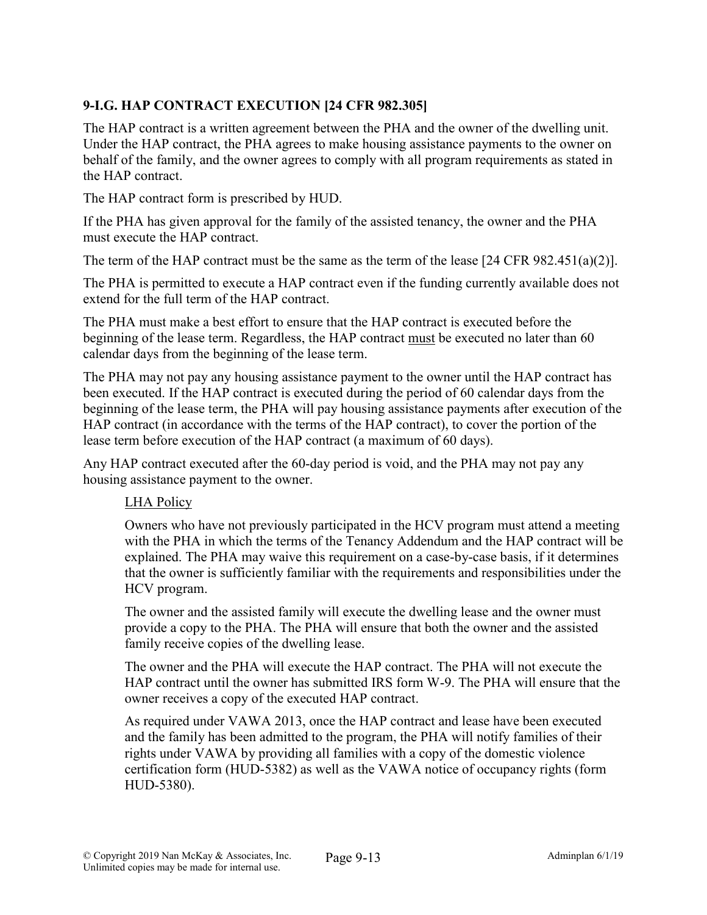### 9-I.G. HAP CONTRACT EXECUTION [24 CFR 982.305]

The HAP contract is a written agreement between the PHA and the owner of the dwelling unit. Under the HAP contract, the PHA agrees to make housing assistance payments to the owner on behalf of the family, and the owner agrees to comply with all program requirements as stated in the HAP contract.

The HAP contract form is prescribed by HUD.

If the PHA has given approval for the family of the assisted tenancy, the owner and the PHA must execute the HAP contract.

The term of the HAP contract must be the same as the term of the lease [24 CFR 982.451(a)(2)].

The PHA is permitted to execute a HAP contract even if the funding currently available does not extend for the full term of the HAP contract.

The PHA must make a best effort to ensure that the HAP contract is executed before the beginning of the lease term. Regardless, the HAP contract must be executed no later than 60 calendar days from the beginning of the lease term.

The PHA may not pay any housing assistance payment to the owner until the HAP contract has been executed. If the HAP contract is executed during the period of 60 calendar days from the beginning of the lease term, the PHA will pay housing assistance payments after execution of the HAP contract (in accordance with the terms of the HAP contract), to cover the portion of the lease term before execution of the HAP contract (a maximum of 60 days).

Any HAP contract executed after the 60-day period is void, and the PHA may not pay any housing assistance payment to the owner.

LHA Policy

Owners who have not previously participated in the HCV program must attend a meeting with the PHA in which the terms of the Tenancy Addendum and the HAP contract will be explained. The PHA may waive this requirement on a case-by-case basis, if it determines that the owner is sufficiently familiar with the requirements and responsibilities under the HCV program.

The owner and the assisted family will execute the dwelling lease and the owner must provide a copy to the PHA. The PHA will ensure that both the owner and the assisted family receive copies of the dwelling lease.

The owner and the PHA will execute the HAP contract. The PHA will not execute the HAP contract until the owner has submitted IRS form W-9. The PHA will ensure that the owner receives a copy of the executed HAP contract.

As required under VAWA 2013, once the HAP contract and lease have been executed and the family has been admitted to the program, the PHA will notify families of their rights under VAWA by providing all families with a copy of the domestic violence certification form (HUD-5382) as well as the VAWA notice of occupancy rights (form HUD-5380).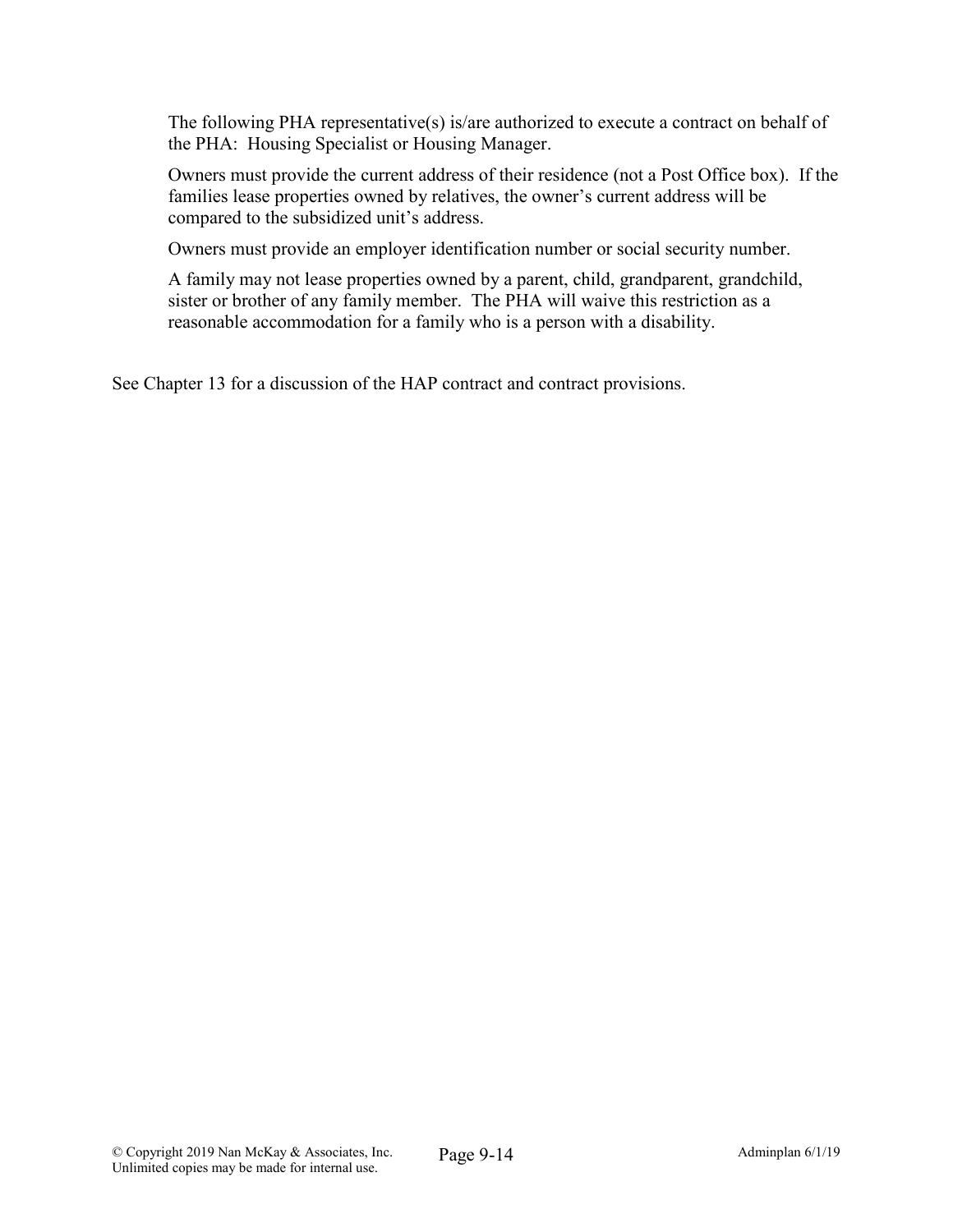The following PHA representative(s) is/are authorized to execute a contract on behalf of the PHA: Housing Specialist or Housing Manager.

Owners must provide the current address of their residence (not a Post Office box). If the families lease properties owned by relatives, the owner's current address will be compared to the subsidized unit's address.

Owners must provide an employer identification number or social security number.

A family may not lease properties owned by a parent, child, grandparent, grandchild, sister or brother of any family member. The PHA will waive this restriction as a reasonable accommodation for a family who is a person with a disability.

See Chapter 13 for a discussion of the HAP contract and contract provisions.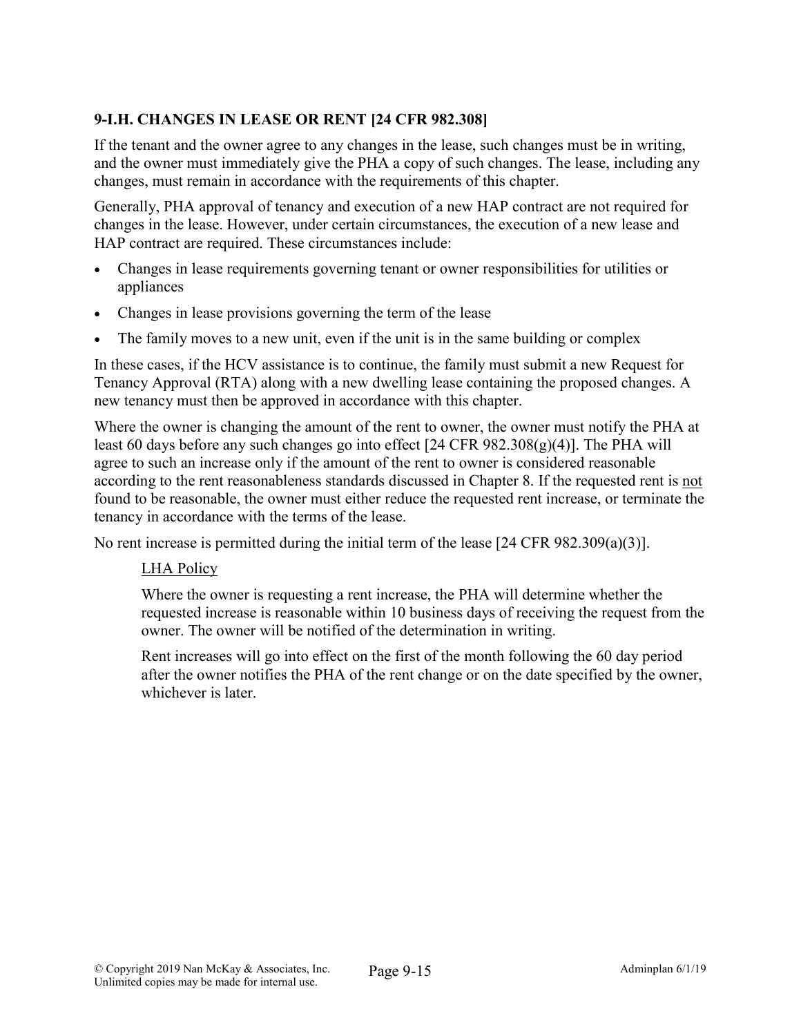### 9-I.H. CHANGES IN LEASE OR RENT [24 CFR 982.308]

If the tenant and the owner agree to any changes in the lease, such changes must be in writing, and the owner must immediately give the PHA a copy of such changes. The lease, including any changes, must remain in accordance with the requirements of this chapter.

Generally, PHA approval of tenancy and execution of a new HAP contract are not required for changes in the lease. However, under certain circumstances, the execution of a new lease and HAP contract are required. These circumstances include:

- Changes in lease requirements governing tenant or owner responsibilities for utilities or appliances
- Changes in lease provisions governing the term of the lease
- The family moves to a new unit, even if the unit is in the same building or complex

In these cases, if the HCV assistance is to continue, the family must submit a new Request for Tenancy Approval (RTA) along with a new dwelling lease containing the proposed changes. A new tenancy must then be approved in accordance with this chapter.

Where the owner is changing the amount of the rent to owner, the owner must notify the PHA at least 60 days before any such changes go into effect [24 CFR 982.308(g)(4)]. The PHA will agree to such an increase only if the amount of the rent to owner is considered reasonable according to the rent reasonableness standards discussed in Chapter 8. If the requested rent is not found to be reasonable, the owner must either reduce the requested rent increase, or terminate the tenancy in accordance with the terms of the lease.

No rent increase is permitted during the initial term of the lease [24 CFR 982.309(a)(3)].

> LHA Policy
>
> Where the owner is requesting a rent increase, the PHA will determine whether the requested increase is reasonable within 10 business days of receiving the request from the owner. The owner will be notified of the determination in writing.
>
> Rent increases will go into effect on the first of the month following the 60 day period after the owner notifies the PHA of the rent change or on the date specified by the owner, whichever is later.